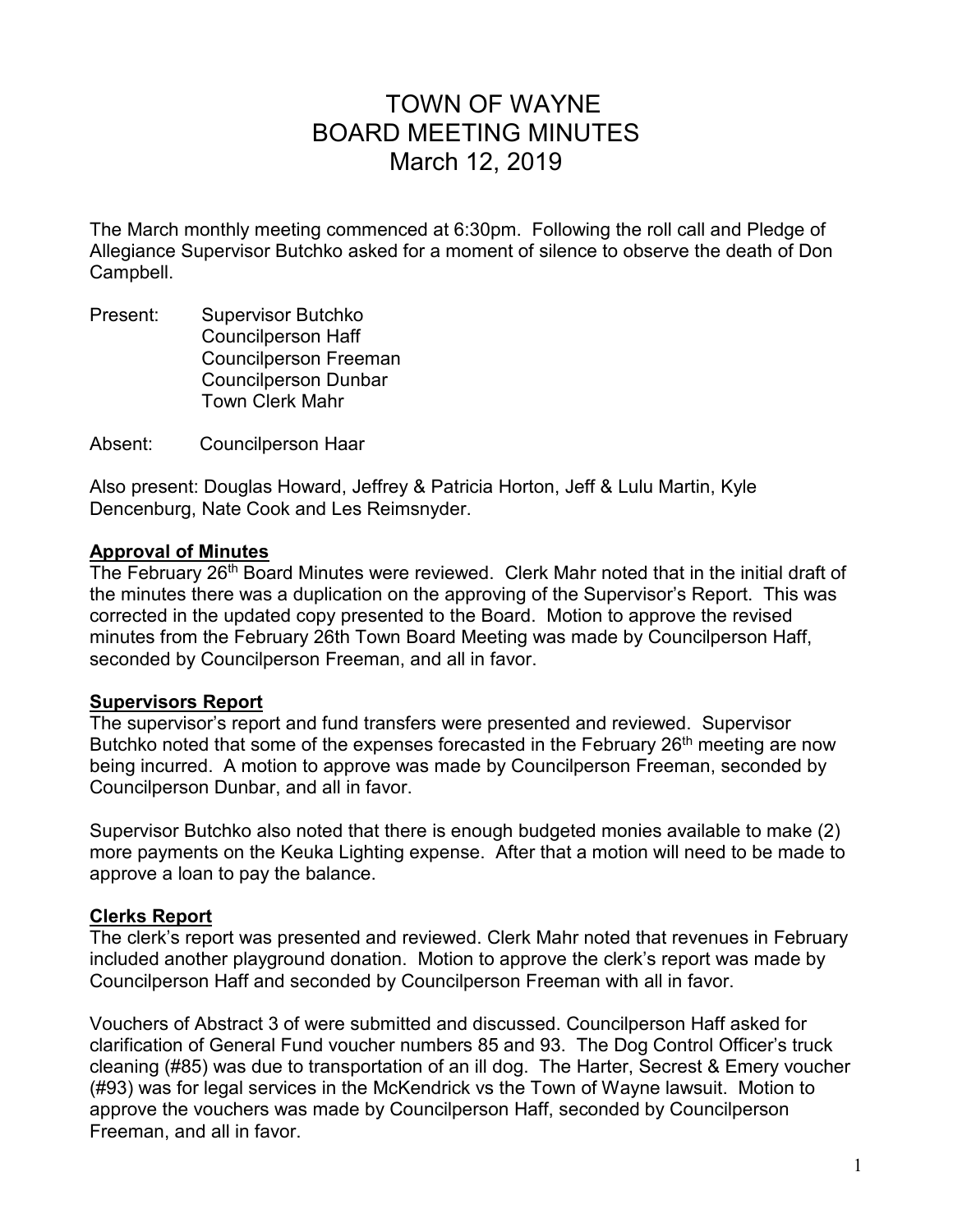# TOWN OF WAYNE
# BOARD MEETING MINUTES
# March 12, 2019

The March monthly meeting commenced at 6:30pm. Following the roll call and Pledge of Allegiance Supervisor Butchko asked for a moment of silence to observe the death of Don Campbell.

Present: Supervisor Butchko
Councilperson Haff
Councilperson Freeman
Councilperson Dunbar
Town Clerk Mahr

Absent: Councilperson Haar

Also present: Douglas Howard, Jeffrey & Patricia Horton, Jeff & Lulu Martin, Kyle Dencenburg, Nate Cook and Les Reimsnyder.

## Approval of Minutes

The February 26th Board Minutes were reviewed. Clerk Mahr noted that in the initial draft of the minutes there was a duplication on the approving of the Supervisor's Report. This was corrected in the updated copy presented to the Board. Motion to approve the revised minutes from the February 26th Town Board Meeting was made by Councilperson Haff, seconded by Councilperson Freeman, and all in favor.

## Supervisors Report

The supervisor's report and fund transfers were presented and reviewed. Supervisor Butchko noted that some of the expenses forecasted in the February 26th meeting are now being incurred. A motion to approve was made by Councilperson Freeman, seconded by Councilperson Dunbar, and all in favor.

Supervisor Butchko also noted that there is enough budgeted monies available to make (2) more payments on the Keuka Lighting expense. After that a motion will need to be made to approve a loan to pay the balance.

## Clerks Report

The clerk's report was presented and reviewed. Clerk Mahr noted that revenues in February included another playground donation. Motion to approve the clerk's report was made by Councilperson Haff and seconded by Councilperson Freeman with all in favor.

Vouchers of Abstract 3 of were submitted and discussed. Councilperson Haff asked for clarification of General Fund voucher numbers 85 and 93. The Dog Control Officer's truck cleaning (#85) was due to transportation of an ill dog. The Harter, Secrest & Emery voucher (#93) was for legal services in the McKendrick vs the Town of Wayne lawsuit. Motion to approve the vouchers was made by Councilperson Haff, seconded by Councilperson Freeman, and all in favor.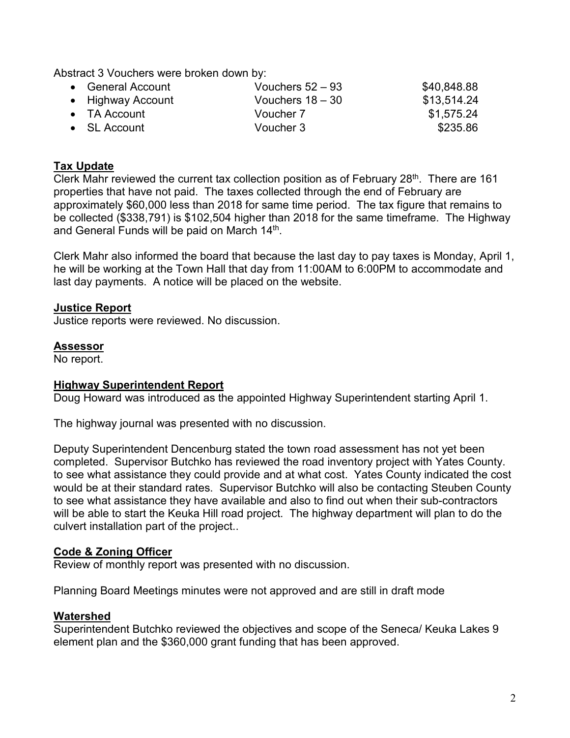Abstract 3 Vouchers were broken down by:

- General Account — Vouchers 52 – 93 — $40,848.88
- Highway Account — Vouchers 18 – 30 — $13,514.24
- TA Account — Voucher 7 — $1,575.24
- SL Account — Voucher 3 — $235.86

**Tax Update**

Clerk Mahr reviewed the current tax collection position as of February 28th. There are 161 properties that have not paid. The taxes collected through the end of February are approximately $60,000 less than 2018 for same time period. The tax figure that remains to be collected ($338,791) is $102,504 higher than 2018 for the same timeframe. The Highway and General Funds will be paid on March 14th.

Clerk Mahr also informed the board that because the last day to pay taxes is Monday, April 1, he will be working at the Town Hall that day from 11:00AM to 6:00PM to accommodate and last day payments. A notice will be placed on the website.

**Justice Report**

Justice reports were reviewed. No discussion.

**Assessor**

No report.

**Highway Superintendent Report**

Doug Howard was introduced as the appointed Highway Superintendent starting April 1.

The highway journal was presented with no discussion.

Deputy Superintendent Dencenburg stated the town road assessment has not yet been completed. Supervisor Butchko has reviewed the road inventory project with Yates County. to see what assistance they could provide and at what cost. Yates County indicated the cost would be at their standard rates. Supervisor Butchko will also be contacting Steuben County to see what assistance they have available and also to find out when their sub-contractors will be able to start the Keuka Hill road project. The highway department will plan to do the culvert installation part of the project..

**Code & Zoning Officer**

Review of monthly report was presented with no discussion.

Planning Board Meetings minutes were not approved and are still in draft mode

**Watershed**

Superintendent Butchko reviewed the objectives and scope of the Seneca/ Keuka Lakes 9 element plan and the $360,000 grant funding that has been approved.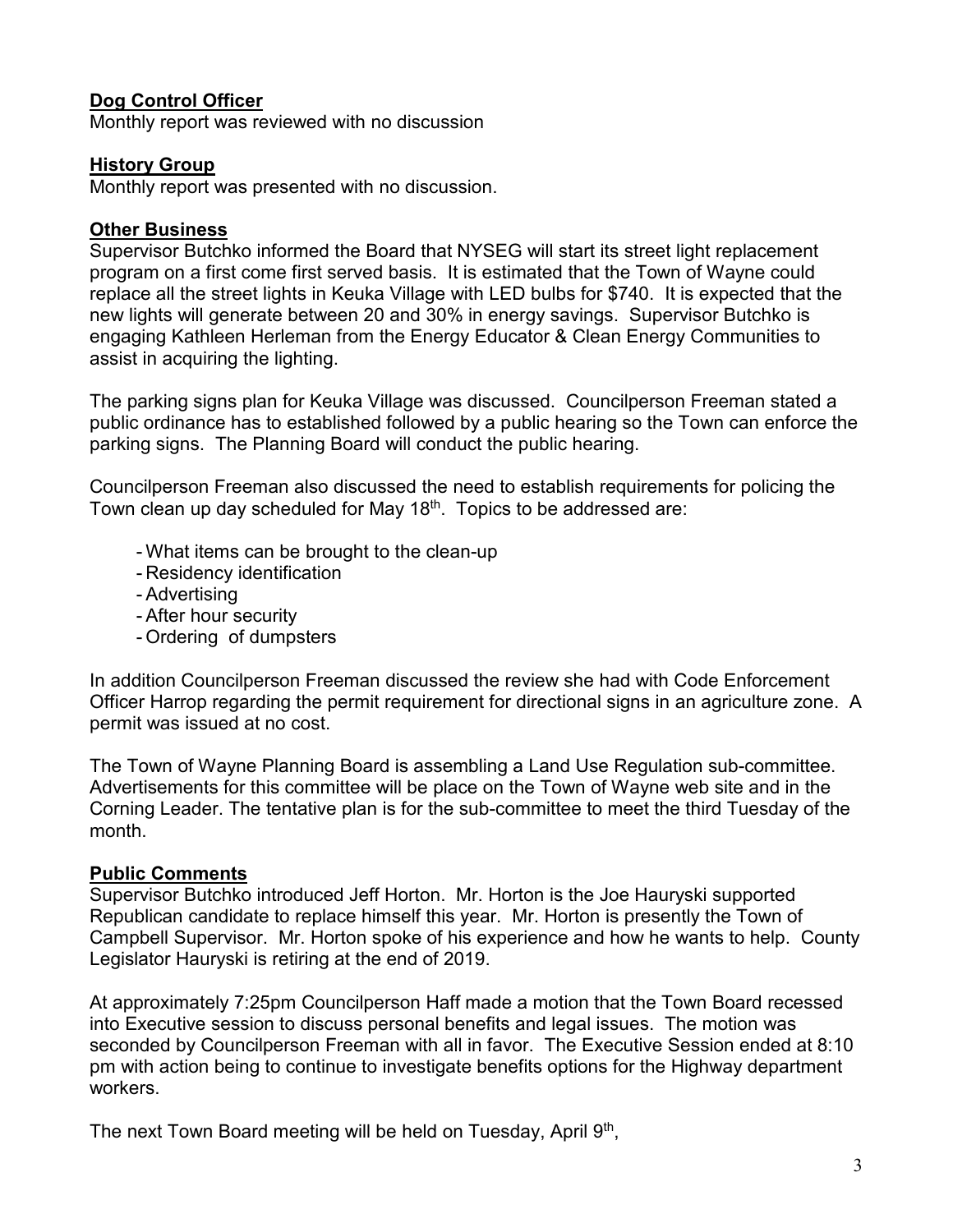**Dog Control Officer**
Monthly report was reviewed with no discussion

**History Group**
Monthly report was presented with no discussion.

**Other Business**
Supervisor Butchko informed the Board that NYSEG will start its street light replacement program on a first come first served basis. It is estimated that the Town of Wayne could replace all the street lights in Keuka Village with LED bulbs for $740. It is expected that the new lights will generate between 20 and 30% in energy savings. Supervisor Butchko is engaging Kathleen Herleman from the Energy Educator & Clean Energy Communities to assist in acquiring the lighting.

The parking signs plan for Keuka Village was discussed. Councilperson Freeman stated a public ordinance has to established followed by a public hearing so the Town can enforce the parking signs. The Planning Board will conduct the public hearing.

Councilperson Freeman also discussed the need to establish requirements for policing the Town clean up day scheduled for May 18th. Topics to be addressed are:

- What items can be brought to the clean-up
- Residency identification
- Advertising
- After hour security
- Ordering of dumpsters

In addition Councilperson Freeman discussed the review she had with Code Enforcement Officer Harrop regarding the permit requirement for directional signs in an agriculture zone. A permit was issued at no cost.

The Town of Wayne Planning Board is assembling a Land Use Regulation sub-committee. Advertisements for this committee will be place on the Town of Wayne web site and in the Corning Leader. The tentative plan is for the sub-committee to meet the third Tuesday of the month.

**Public Comments**
Supervisor Butchko introduced Jeff Horton. Mr. Horton is the Joe Hauryski supported Republican candidate to replace himself this year. Mr. Horton is presently the Town of Campbell Supervisor. Mr. Horton spoke of his experience and how he wants to help. County Legislator Hauryski is retiring at the end of 2019.

At approximately 7:25pm Councilperson Haff made a motion that the Town Board recessed into Executive session to discuss personal benefits and legal issues. The motion was seconded by Councilperson Freeman with all in favor. The Executive Session ended at 8:10 pm with action being to continue to investigate benefits options for the Highway department workers.

The next Town Board meeting will be held on Tuesday, April 9th,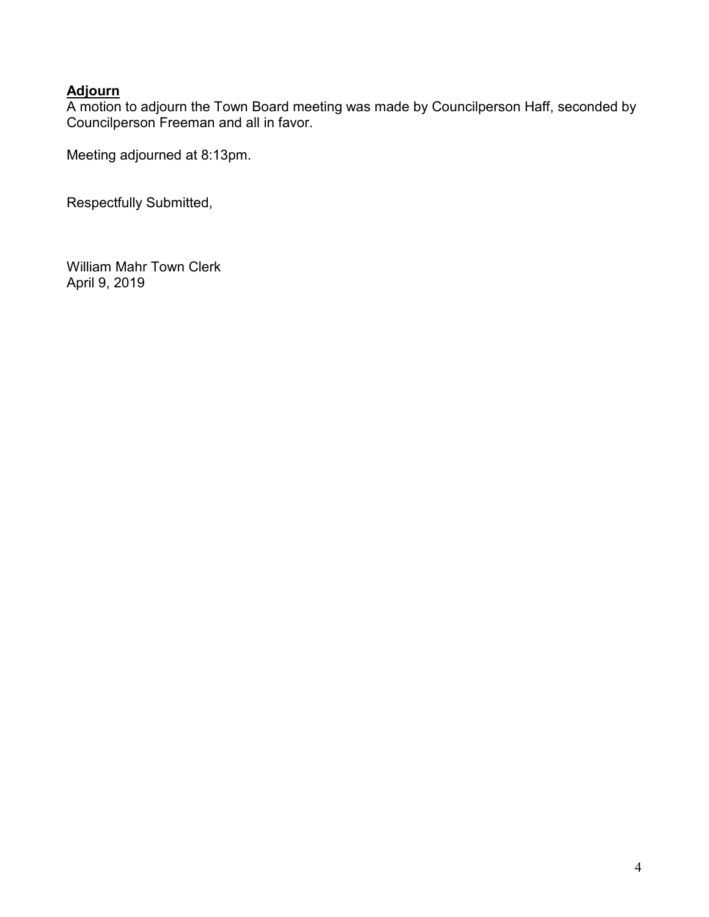## Adjourn

A motion to adjourn the Town Board meeting was made by Councilperson Haff, seconded by Councilperson Freeman and all in favor.

Meeting adjourned at 8:13pm.

Respectfully Submitted,

William Mahr Town Clerk  
April 9, 2019